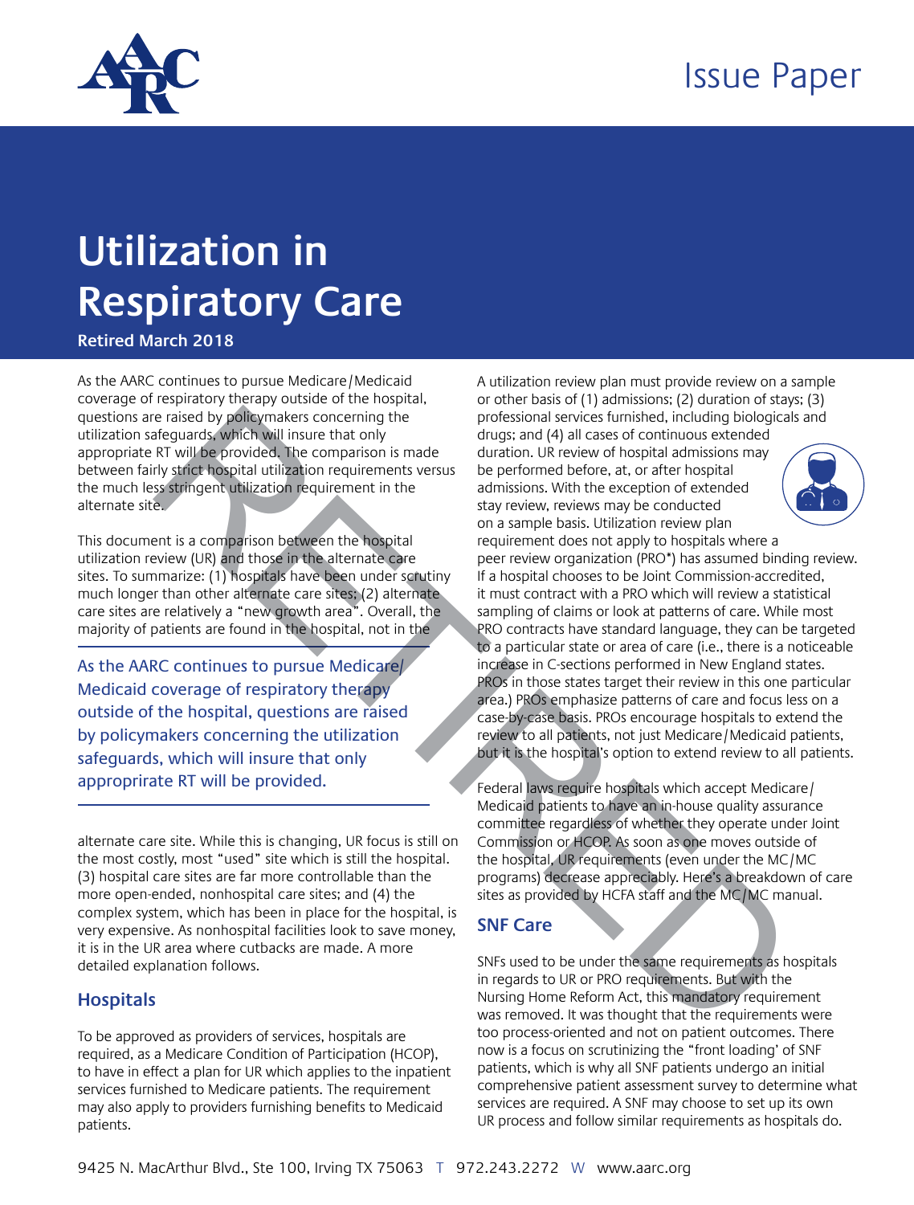Issue Paper

# Utilization in Respiratory Care

**Retired March 2018**

As the AARC continues to pursue Medicare/Medicaid coverage of respiratory therapy outside of the hospital, questions are raised by policymakers concerning the utilization safeguards, which will insure that only appropriate RT will be provided. The comparison is made between fairly strict hospital utilization requirements versus the much less stringent utilization requirement in the alternate site.

This document is a comparison between the hospital utilization review (UR) and those in the alternate care sites. To summarize: (1) hospitals have been under scrutiny much longer than other alternate care sites; (2) alternate care sites are relatively a "new growth area". Overall, the majority of patients are found in the hospital, not in the alternate care site. While this is changing, UR focus is still on the most costly, most "used" site which is still the hospital. (3) hospital care sites are far more controllable than the more open-ended, nonhospital care sites; and (4) the complex system, which has been in place for the hospital, is very expensive. As nonhospital facilities look to save money, it is in the UR area where cutbacks are made. A more detailed explanation follows.

> As the AARC continues to pursue Medicare/Medicaid coverage of respiratory therapy outside of the hospital, questions are raised by policymakers concerning the utilization safeguards, which will insure that only approprirate RT will be provided.

## Hospitals

To be approved as providers of services, hospitals are required, as a Medicare Condition of Participation (HCOP), to have in effect a plan for UR which applies to the inpatient services furnished to Medicare patients. The requirement may also apply to providers furnishing benefits to Medicaid patients.

A utilization review plan must provide review on a sample or other basis of (1) admissions; (2) duration of stays; (3) professional services furnished, including biologicals and drugs; and (4) all cases of continuous extended duration. UR review of hospital admissions may be performed before, at, or after hospital admissions. With the exception of extended stay review, reviews may be conducted on a sample basis. Utilization review plan requirement does not apply to hospitals where a peer review organization (PRO*) has assumed binding review. If a hospital chooses to be Joint Commission-accredited, it must contract with a PRO which will review a statistical sampling of claims or look at patterns of care. While most PRO contracts have standard language, they can be targeted to a particular state or area of care (i.e., there is a noticeable increase in C-sections performed in New England states. PROs in those states target their review in this one particular area.) PROs emphasize patterns of care and focus less on a case-by-case basis. PROs encourage hospitals to extend the review to all patients, not just Medicare/Medicaid patients, but it is the hospital's option to extend review to all patients.

Federal laws require hospitals which accept Medicare/Medicaid patients to have an in-house quality assurance committee regardless of whether they operate under Joint Commission or HCOP. As soon as one moves outside of the hospital, UR requirements (even under the MC/MC programs) decrease appreciably. Here's a breakdown of care sites as provided by HCFA staff and the MC/MC manual.

## SNF Care

SNFs used to be under the same requirements as hospitals in regards to UR or PRO requirements. But with the Nursing Home Reform Act, this mandatory requirement was removed. It was thought that the requirements were too process-oriented and not on patient outcomes. There now is a focus on scrutinizing the "front loading' of SNF patients, which is why all SNF patients undergo an initial comprehensive patient assessment survey to determine what services are required. A SNF may choose to set up its own UR process and follow similar requirements as hospitals do.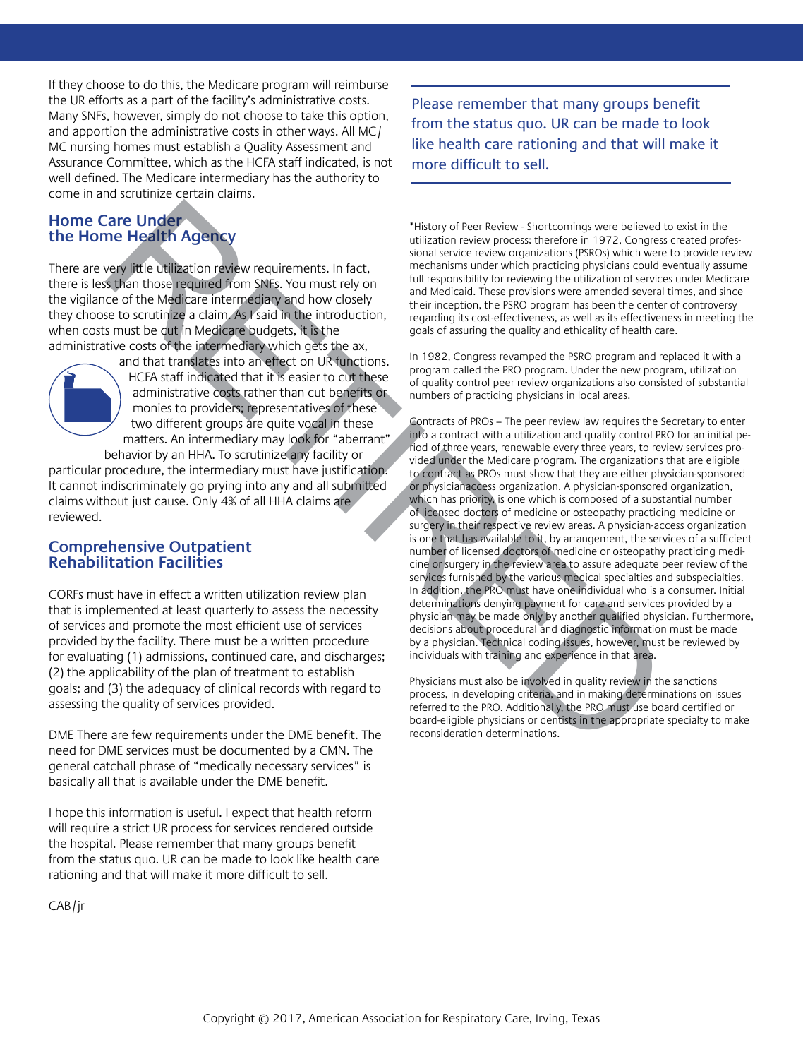If they choose to do this, the Medicare program will reimburse the UR efforts as a part of the facility's administrative costs. Many SNFs, however, simply do not choose to take this option, and apportion the administrative costs in other ways. All MC/MC nursing homes must establish a Quality Assessment and Assurance Committee, which as the HCFA staff indicated, is not well defined. The Medicare intermediary has the authority to come in and scrutinize certain claims.

## Home Care Under the Home Health Agency

There are very little utilization review requirements. In fact, there is less than those required from SNFs. You must rely on the vigilance of the Medicare intermediary and how closely they choose to scrutinize a claim. As I said in the introduction, when costs must be cut in Medicare budgets, it is the administrative costs of the intermediary which gets the ax, and that translates into an effect on UR functions. HCFA staff indicated that it is easier to cut these administrative costs rather than cut benefits or monies to providers; representatives of these two different groups are quite vocal in these matters. An intermediary may look for "aberrant" behavior by an HHA. To scrutinize any facility or particular procedure, the intermediary must have justification. It cannot indiscriminately go prying into any and all submitted claims without just cause. Only 4% of all HHA claims are reviewed.

## Comprehensive Outpatient Rehabilitation Facilities

CORFs must have in effect a written utilization review plan that is implemented at least quarterly to assess the necessity of services and promote the most efficient use of services provided by the facility. There must be a written procedure for evaluating (1) admissions, continued care, and discharges; (2) the applicability of the plan of treatment to establish goals; and (3) the adequacy of clinical records with regard to assessing the quality of services provided.

DME There are few requirements under the DME benefit. The need for DME services must be documented by a CMN. The general catchall phrase of "medically necessary services" is basically all that is available under the DME benefit.

I hope this information is useful. I expect that health reform will require a strict UR process for services rendered outside the hospital. Please remember that many groups benefit from the status quo. UR can be made to look like health care rationing and that will make it more difficult to sell.

CAB/jr

> Please remember that many groups benefit from the status quo. UR can be made to look like health care rationing and that will make it more difficult to sell.

*History of Peer Review - Shortcomings were believed to exist in the utilization review process; therefore in 1972, Congress created professional service review organizations (PSROs) which were to provide review mechanisms under which practicing physicians could eventually assume full responsibility for reviewing the utilization of services under Medicare and Medicaid. These provisions were amended several times, and since their inception, the PSRO program has been the center of controversy regarding its cost-effectiveness, as well as its effectiveness in meeting the goals of assuring the quality and ethicality of health care.

In 1982, Congress revamped the PSRO program and replaced it with a program called the PRO program. Under the new program, utilization of quality control peer review organizations also consisted of substantial numbers of practicing physicians in local areas.

Contracts of PROs – The peer review law requires the Secretary to enter into a contract with a utilization and quality control PRO for an initial period of three years, renewable every three years, to review services provided under the Medicare program. The organizations that are eligible to contract as PROs must show that they are either physician-sponsored or physicianaccess organization. A physician-sponsored organization, which has priority, is one which is composed of a substantial number of licensed doctors of medicine or osteopathy practicing medicine or surgery in their respective review areas. A physician-access organization is one that has available to it, by arrangement, the services of a sufficient number of licensed doctors of medicine or osteopathy practicing medicine or surgery in the review area to assure adequate peer review of the services furnished by the various medical specialties and subspecialties. In addition, the PRO must have one individual who is a consumer. Initial determinations denying payment for care and services provided by a physician may be made only by another qualified physician. Furthermore, decisions about procedural and diagnostic information must be made by a physician. Technical coding issues, however, must be reviewed by individuals with training and experience in that area.

Physicians must also be involved in quality review in the sanctions process, in developing criteria, and in making determinations on issues referred to the PRO. Additionally, the PRO must use board certified or board-eligible physicians or dentists in the appropriate specialty to make reconsideration determinations.